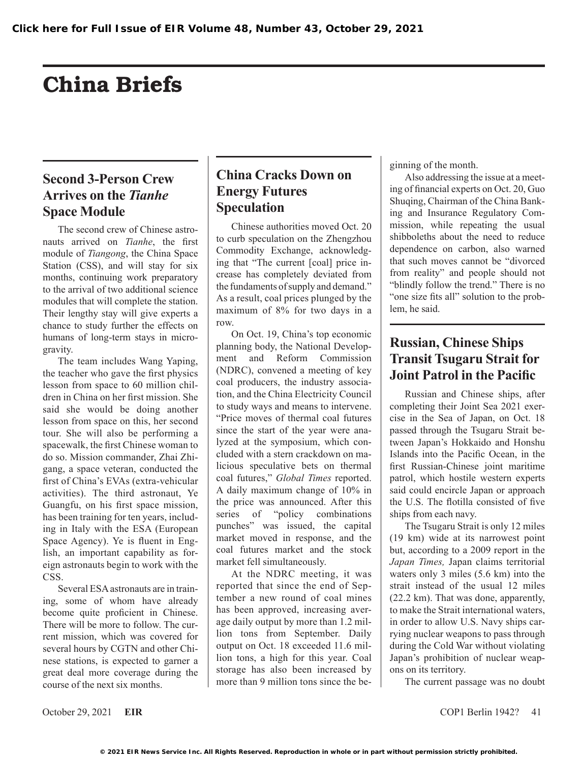# China Briefs

## Second 3-Person Crew Arrives on the *Tianhe* Space Module

The second crew of Chinese astronauts arrived on *Tianhe*, the first module of *Tiangong*, the China Space Station (CSS), and will stay for six months, continuing work preparatory to the arrival of two additional science modules that will complete the station. Their lengthy stay will give experts a chance to study further the effects on humans of long-term stays in microgravity.

The team includes Wang Yaping, the teacher who gave the first physics lesson from space to 60 million children in China on her first mission. She said she would be doing another lesson from space on this, her second tour. She will also be performing a spacewalk, the first Chinese woman to do so. Mission commander, Zhai Zhigang, a space veteran, conducted the first of China's EVAs (extra-vehicular activities). The third astronaut, Ye Guangfu, on his first space mission, has been training for ten years, including in Italy with the ESA (European Space Agency). Ye is fluent in English, an important capability as foreign astronauts begin to work with the CSS.

Several ESA astronauts are in training, some of whom have already become quite proficient in Chinese. There will be more to follow. The current mission, which was covered for several hours by CGTN and other Chinese stations, is expected to garner a great deal more coverage during the course of the next six months.

## China Cracks Down on Energy Futures Speculation

Chinese authorities moved Oct. 20 to curb speculation on the Zhengzhou Commodity Exchange, acknowledging that "The current [coal] price increase has completely deviated from the fundaments of supply and demand." As a result, coal prices plunged by the maximum of 8% for two days in a row.

On Oct. 19, China's top economic planning body, the National Development and Reform Commission (NDRC), convened a meeting of key coal producers, the industry association, and the China Electricity Council to study ways and means to intervene. "Price moves of thermal coal futures since the start of the year were analyzed at the symposium, which concluded with a stern crackdown on malicious speculative bets on thermal coal futures," *Global Times* reported. A daily maximum change of 10% in the price was announced. After this series of "policy combinations punches" was issued, the capital market moved in response, and the coal futures market and the stock market fell simultaneously.

At the NDRC meeting, it was reported that since the end of September a new round of coal mines has been approved, increasing average daily output by more than 1.2 million tons from September. Daily output on Oct. 18 exceeded 11.6 million tons, a high for this year. Coal storage has also been increased by more than 9 million tons since the beginning of the month.

Also addressing the issue at a meeting of financial experts on Oct. 20, Guo Shuqing, Chairman of the China Banking and Insurance Regulatory Commission, while repeating the usual shibboleths about the need to reduce dependence on carbon, also warned that such moves cannot be "divorced from reality" and people should not "blindly follow the trend." There is no "one size fits all" solution to the problem, he said.

## Russian, Chinese Ships Transit Tsugaru Strait for Joint Patrol in the Pacific

Russian and Chinese ships, after completing their Joint Sea 2021 exercise in the Sea of Japan, on Oct. 18 passed through the Tsugaru Strait between Japan's Hokkaido and Honshu Islands into the Pacific Ocean, in the first Russian-Chinese joint maritime patrol, which hostile western experts said could encircle Japan or approach the U.S. The flotilla consisted of five ships from each navy.

The Tsugaru Strait is only 12 miles (19 km) wide at its narrowest point but, according to a 2009 report in the *Japan Times,* Japan claims territorial waters only 3 miles (5.6 km) into the strait instead of the usual 12 miles (22.2 km). That was done, apparently, to make the Strait international waters, in order to allow U.S. Navy ships carrying nuclear weapons to pass through during the Cold War without violating Japan's prohibition of nuclear weapons on its territory.

The current passage was no doubt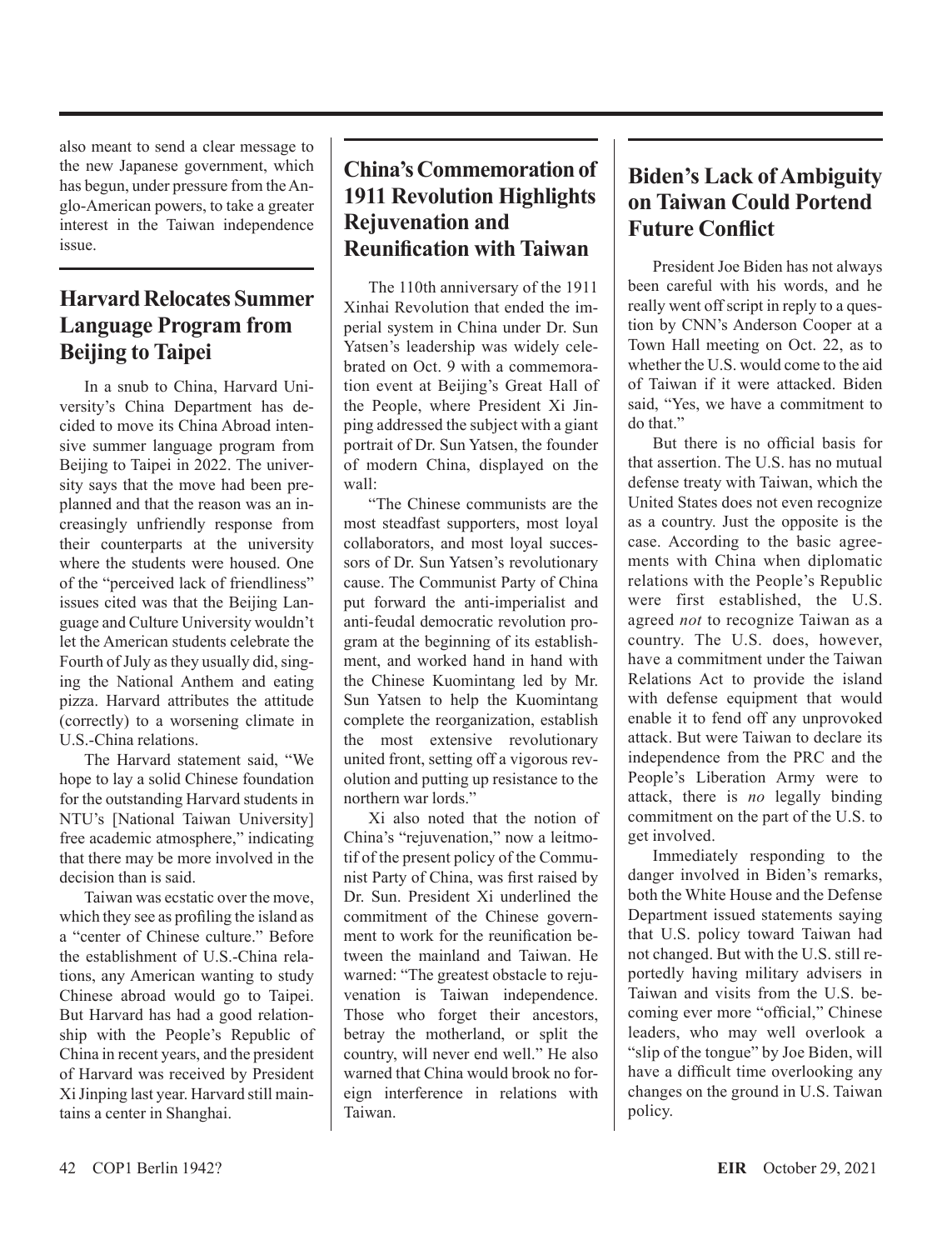also meant to send a clear message to the new Japanese government, which has begun, under pressure from the Anglo-American powers, to take a greater interest in the Taiwan independence issue.

## Harvard Relocates Summer Language Program from Beijing to Taipei

In a snub to China, Harvard University's China Department has decided to move its China Abroad intensive summer language program from Beijing to Taipei in 2022. The university says that the move had been preplanned and that the reason was an increasingly unfriendly response from their counterparts at the university where the students were housed. One of the "perceived lack of friendliness" issues cited was that the Beijing Language and Culture University wouldn't let the American students celebrate the Fourth of July as they usually did, singing the National Anthem and eating pizza. Harvard attributes the attitude (correctly) to a worsening climate in U.S.-China relations.

The Harvard statement said, "We hope to lay a solid Chinese foundation for the outstanding Harvard students in NTU's [National Taiwan University] free academic atmosphere," indicating that there may be more involved in the decision than is said.

Taiwan was ecstatic over the move, which they see as profiling the island as a "center of Chinese culture." Before the establishment of U.S.-China relations, any American wanting to study Chinese abroad would go to Taipei. But Harvard has had a good relationship with the People's Republic of China in recent years, and the president of Harvard was received by President Xi Jinping last year. Harvard still maintains a center in Shanghai.

## China's Commemoration of 1911 Revolution Highlights Rejuvenation and Reunification with Taiwan

The 110th anniversary of the 1911 Xinhai Revolution that ended the imperial system in China under Dr. Sun Yatsen's leadership was widely celebrated on Oct. 9 with a commemoration event at Beijing's Great Hall of the People, where President Xi Jinping addressed the subject with a giant portrait of Dr. Sun Yatsen, the founder of modern China, displayed on the wall:

"The Chinese communists are the most steadfast supporters, most loyal collaborators, and most loyal successors of Dr. Sun Yatsen's revolutionary cause. The Communist Party of China put forward the anti-imperialist and anti-feudal democratic revolution program at the beginning of its establishment, and worked hand in hand with the Chinese Kuomintang led by Mr. Sun Yatsen to help the Kuomintang complete the reorganization, establish the most extensive revolutionary united front, setting off a vigorous revolution and putting up resistance to the northern war lords."

Xi also noted that the notion of China's "rejuvenation," now a leitmotif of the present policy of the Communist Party of China, was first raised by Dr. Sun. President Xi underlined the commitment of the Chinese government to work for the reunification between the mainland and Taiwan. He warned: "The greatest obstacle to rejuvenation is Taiwan independence. Those who forget their ancestors, betray the motherland, or split the country, will never end well." He also warned that China would brook no foreign interference in relations with Taiwan.

## Biden's Lack of Ambiguity on Taiwan Could Portend Future Conflict

President Joe Biden has not always been careful with his words, and he really went off script in reply to a question by CNN's Anderson Cooper at a Town Hall meeting on Oct. 22, as to whether the U.S. would come to the aid of Taiwan if it were attacked. Biden said, "Yes, we have a commitment to do that."

But there is no official basis for that assertion. The U.S. has no mutual defense treaty with Taiwan, which the United States does not even recognize as a country. Just the opposite is the case. According to the basic agreements with China when diplomatic relations with the People's Republic were first established, the U.S. agreed *not* to recognize Taiwan as a country. The U.S. does, however, have a commitment under the Taiwan Relations Act to provide the island with defense equipment that would enable it to fend off any unprovoked attack. But were Taiwan to declare its independence from the PRC and the People's Liberation Army were to attack, there is *no* legally binding commitment on the part of the U.S. to get involved.

Immediately responding to the danger involved in Biden's remarks, both the White House and the Defense Department issued statements saying that U.S. policy toward Taiwan had not changed. But with the U.S. still reportedly having military advisers in Taiwan and visits from the U.S. becoming ever more "official," Chinese leaders, who may well overlook a "slip of the tongue" by Joe Biden, will have a difficult time overlooking any changes on the ground in U.S. Taiwan policy.